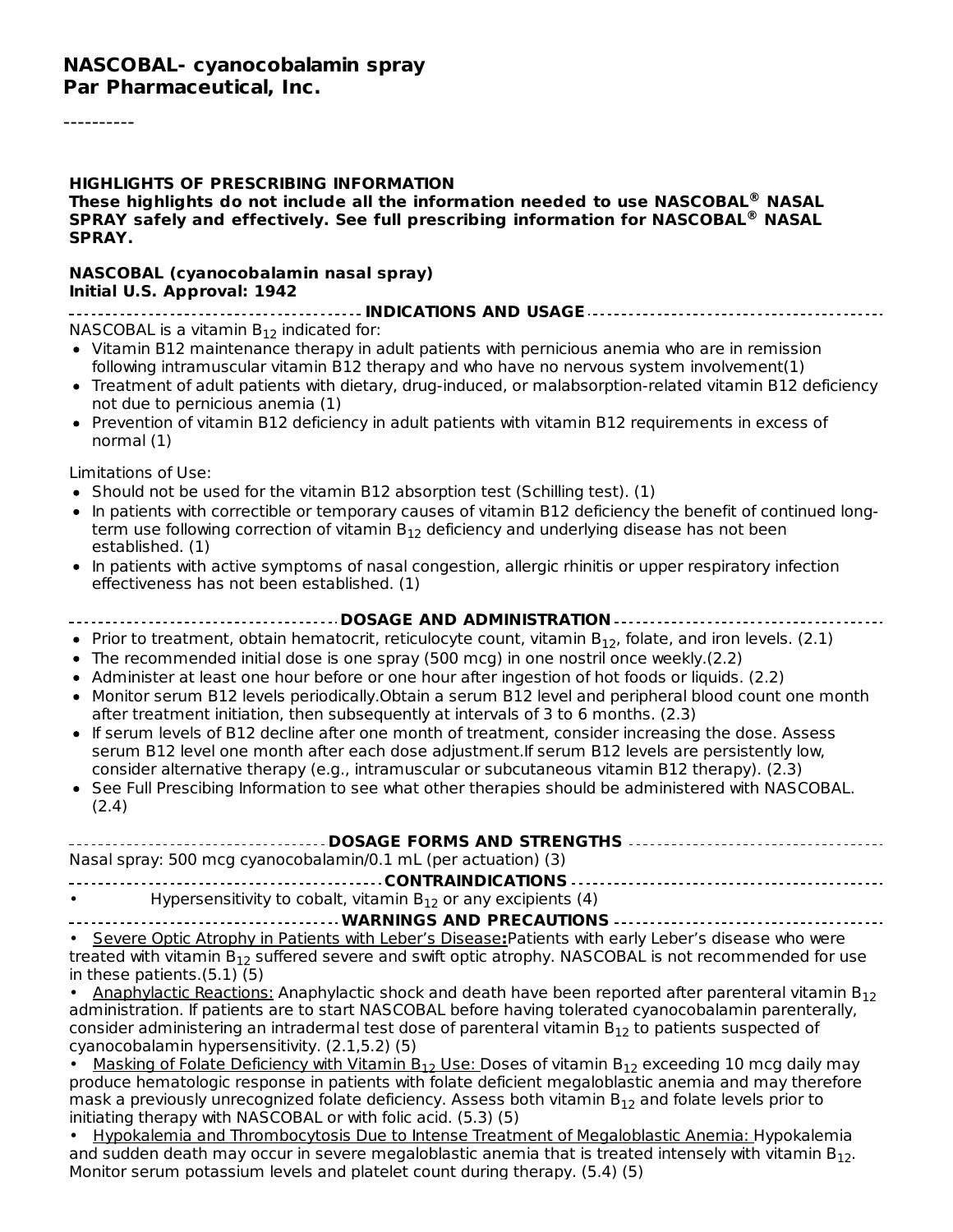# NASCOBAL- cyanocobalamin spray
**Par Pharmaceutical, Inc.**

----------

**HIGHLIGHTS OF PRESCRIBING INFORMATION**
**These highlights do not include all the information needed to use NASCOBAL® NASAL SPRAY safely and effectively. See full prescribing information for NASCOBAL® NASAL SPRAY.**

**NASCOBAL (cyanocobalamin nasal spray)**
**Initial U.S. Approval: 1942**

## INDICATIONS AND USAGE

NASCOBAL is a vitamin $B_{12}$ indicated for:

- Vitamin B12 maintenance therapy in adult patients with pernicious anemia who are in remission following intramuscular vitamin B12 therapy and who have no nervous system involvement(1)
- Treatment of adult patients with dietary, drug-induced, or malabsorption-related vitamin B12 deficiency not due to pernicious anemia (1)
- Prevention of vitamin B12 deficiency in adult patients with vitamin B12 requirements in excess of normal (1)

Limitations of Use:

- Should not be used for the vitamin B12 absorption test (Schilling test). (1)
- In patients with correctible or temporary causes of vitamin B12 deficiency the benefit of continued long-term use following correction of vitamin $B_{12}$ deficiency and underlying disease has not been established. (1)
- In patients with active symptoms of nasal congestion, allergic rhinitis or upper respiratory infection effectiveness has not been established. (1)

## DOSAGE AND ADMINISTRATION

- Prior to treatment, obtain hematocrit, reticulocyte count, vitamin $B_{12}$, folate, and iron levels. (2.1)
- The recommended initial dose is one spray (500 mcg) in one nostril once weekly.(2.2)
- Administer at least one hour before or one hour after ingestion of hot foods or liquids. (2.2)
- Monitor serum B12 levels periodically.Obtain a serum B12 level and peripheral blood count one month after treatment initiation, then subsequently at intervals of 3 to 6 months. (2.3)
- If serum levels of B12 decline after one month of treatment, consider increasing the dose. Assess serum B12 level one month after each dose adjustment.If serum B12 levels are persistently low, consider alternative therapy (e.g., intramuscular or subcutaneous vitamin B12 therapy). (2.3)
- See Full Prescibing Information to see what other therapies should be administered with NASCOBAL. (2.4)

## DOSAGE FORMS AND STRENGTHS

Nasal spray: 500 mcg cyanocobalamin/0.1 mL (per actuation) (3)

## CONTRAINDICATIONS

- Hypersensitivity to cobalt, vitamin $B_{12}$ or any excipients (4)

## WARNINGS AND PRECAUTIONS

- Severe Optic Atrophy in Patients with Leber's Disease**:**Patients with early Leber's disease who were treated with vitamin $B_{12}$ suffered severe and swift optic atrophy. NASCOBAL is not recommended for use in these patients.(5.1) (5)
- Anaphylactic Reactions: Anaphylactic shock and death have been reported after parenteral vitamin $B_{12}$ administration. If patients are to start NASCOBAL before having tolerated cyanocobalamin parenterally, consider administering an intradermal test dose of parenteral vitamin $B_{12}$ to patients suspected of cyanocobalamin hypersensitivity. (2.1,5.2) (5)
- Masking of Folate Deficiency with Vitamin $B_{12}$ Use: Doses of vitamin $B_{12}$ exceeding 10 mcg daily may produce hematologic response in patients with folate deficient megaloblastic anemia and may therefore mask a previously unrecognized folate deficiency. Assess both vitamin $B_{12}$ and folate levels prior to initiating therapy with NASCOBAL or with folic acid. (5.3) (5)
- Hypokalemia and Thrombocytosis Due to Intense Treatment of Megaloblastic Anemia: Hypokalemia and sudden death may occur in severe megaloblastic anemia that is treated intensely with vitamin $B_{12}$. Monitor serum potassium levels and platelet count during therapy. (5.4) (5)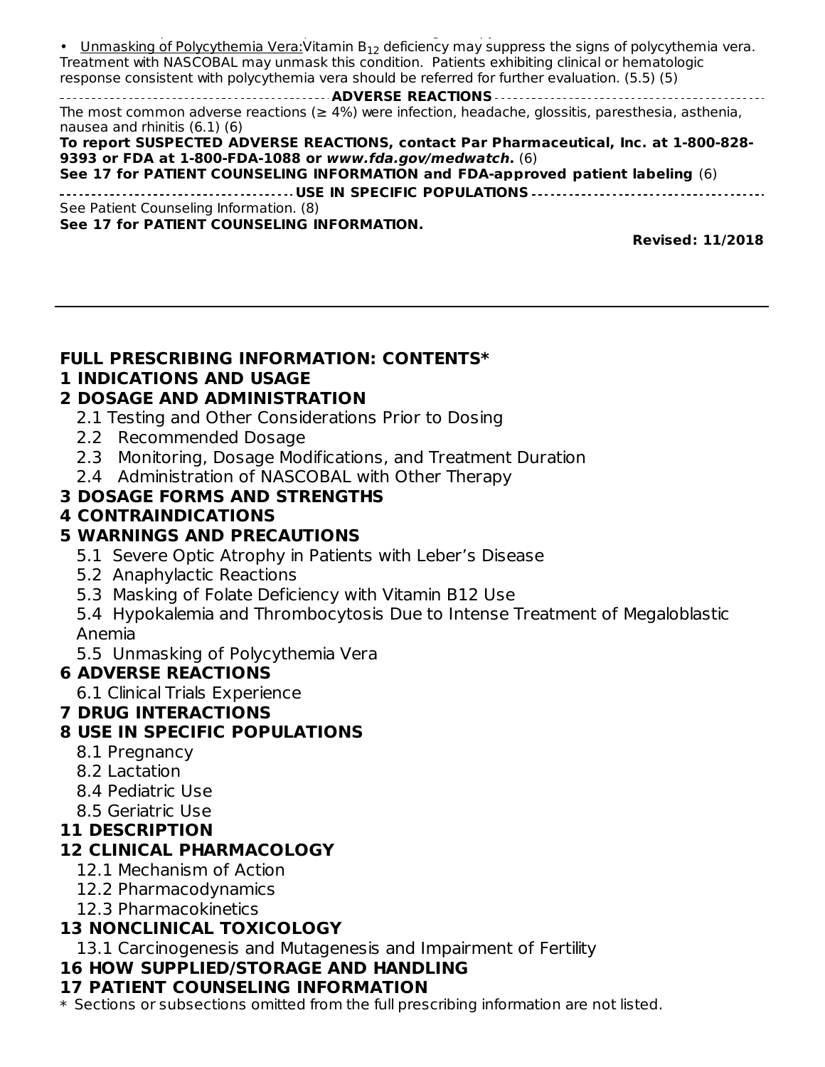- Unmasking of Polycythemia Vera: Vitamin $B_{12}$ deficiency may suppress the signs of polycythemia vera. Treatment with NASCOBAL may unmask this condition. Patients exhibiting clinical or hematologic response consistent with polycythemia vera should be referred for further evaluation. (5.5) (5)

**ADVERSE REACTIONS**

The most common adverse reactions (≥ 4%) were infection, headache, glossitis, paresthesia, asthenia, nausea and rhinitis (6.1) (6)

**To report SUSPECTED ADVERSE REACTIONS, contact Par Pharmaceutical, Inc. at 1-800-828-9393 or FDA at 1-800-FDA-1088 or *www.fda.gov/medwatch*.** (6)

**See 17 for PATIENT COUNSELING INFORMATION and FDA-approved patient labeling** (6)

**USE IN SPECIFIC POPULATIONS**

See Patient Counseling Information. (8)

**See 17 for PATIENT COUNSELING INFORMATION.**

**Revised: 11/2018**

---

## FULL PRESCRIBING INFORMATION: CONTENTS*

**1 INDICATIONS AND USAGE**

**2 DOSAGE AND ADMINISTRATION**

- 2.1 Testing and Other Considerations Prior to Dosing
- 2.2 Recommended Dosage
- 2.3 Monitoring, Dosage Modifications, and Treatment Duration
- 2.4 Administration of NASCOBAL with Other Therapy

**3 DOSAGE FORMS AND STRENGTHS**

**4 CONTRAINDICATIONS**

**5 WARNINGS AND PRECAUTIONS**

- 5.1 Severe Optic Atrophy in Patients with Leber's Disease
- 5.2 Anaphylactic Reactions
- 5.3 Masking of Folate Deficiency with Vitamin B12 Use
- 5.4 Hypokalemia and Thrombocytosis Due to Intense Treatment of Megaloblastic Anemia
- 5.5 Unmasking of Polycythemia Vera

**6 ADVERSE REACTIONS**

- 6.1 Clinical Trials Experience

**7 DRUG INTERACTIONS**

**8 USE IN SPECIFIC POPULATIONS**

- 8.1 Pregnancy
- 8.2 Lactation
- 8.4 Pediatric Use
- 8.5 Geriatric Use

**11 DESCRIPTION**

**12 CLINICAL PHARMACOLOGY**

- 12.1 Mechanism of Action
- 12.2 Pharmacodynamics
- 12.3 Pharmacokinetics

**13 NONCLINICAL TOXICOLOGY**

- 13.1 Carcinogenesis and Mutagenesis and Impairment of Fertility

**16 HOW SUPPLIED/STORAGE AND HANDLING**

**17 PATIENT COUNSELING INFORMATION**

\* Sections or subsections omitted from the full prescribing information are not listed.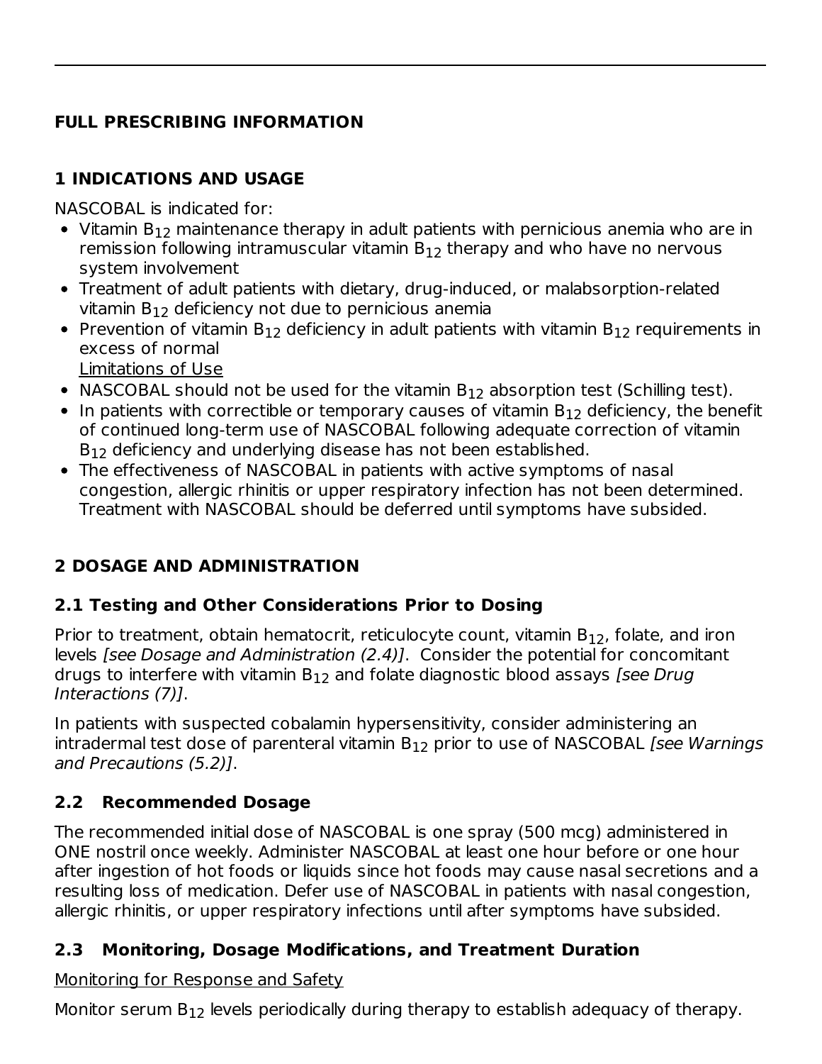## FULL PRESCRIBING INFORMATION

## 1 INDICATIONS AND USAGE

NASCOBAL is indicated for:

- Vitamin $B_{12}$ maintenance therapy in adult patients with pernicious anemia who are in remission following intramuscular vitamin $B_{12}$ therapy and who have no nervous system involvement
- Treatment of adult patients with dietary, drug-induced, or malabsorption-related vitamin $B_{12}$ deficiency not due to pernicious anemia
- Prevention of vitamin $B_{12}$ deficiency in adult patients with vitamin $B_{12}$ requirements in excess of normal

Limitations of Use

- NASCOBAL should not be used for the vitamin $B_{12}$ absorption test (Schilling test).
- In patients with correctible or temporary causes of vitamin $B_{12}$ deficiency, the benefit of continued long-term use of NASCOBAL following adequate correction of vitamin $B_{12}$ deficiency and underlying disease has not been established.
- The effectiveness of NASCOBAL in patients with active symptoms of nasal congestion, allergic rhinitis or upper respiratory infection has not been determined. Treatment with NASCOBAL should be deferred until symptoms have subsided.

## 2 DOSAGE AND ADMINISTRATION

### 2.1 Testing and Other Considerations Prior to Dosing

Prior to treatment, obtain hematocrit, reticulocyte count, vitamin $B_{12}$, folate, and iron levels *[see Dosage and Administration (2.4)]*. Consider the potential for concomitant drugs to interfere with vitamin $B_{12}$ and folate diagnostic blood assays *[see Drug Interactions (7)]*.

In patients with suspected cobalamin hypersensitivity, consider administering an intradermal test dose of parenteral vitamin $B_{12}$ prior to use of NASCOBAL *[see Warnings and Precautions (5.2)]*.

### 2.2 Recommended Dosage

The recommended initial dose of NASCOBAL is one spray (500 mcg) administered in ONE nostril once weekly. Administer NASCOBAL at least one hour before or one hour after ingestion of hot foods or liquids since hot foods may cause nasal secretions and a resulting loss of medication. Defer use of NASCOBAL in patients with nasal congestion, allergic rhinitis, or upper respiratory infections until after symptoms have subsided.

### 2.3 Monitoring, Dosage Modifications, and Treatment Duration

Monitoring for Response and Safety

Monitor serum $B_{12}$ levels periodically during therapy to establish adequacy of therapy.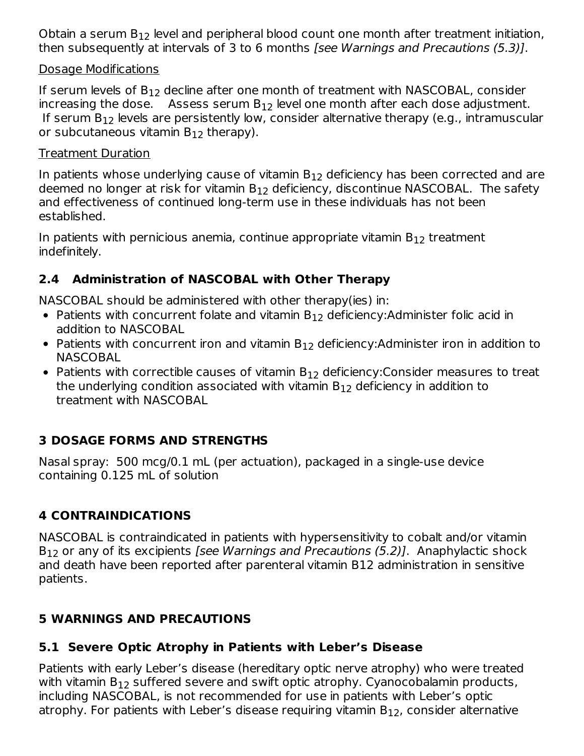Obtain a serum $B_{12}$ level and peripheral blood count one month after treatment initiation, then subsequently at intervals of 3 to 6 months *[see Warnings and Precautions (5.3)]*.

Dosage Modifications

If serum levels of $B_{12}$ decline after one month of treatment with NASCOBAL, consider increasing the dose. Assess serum $B_{12}$ level one month after each dose adjustment. If serum $B_{12}$ levels are persistently low, consider alternative therapy (e.g., intramuscular or subcutaneous vitamin $B_{12}$ therapy).

Treatment Duration

In patients whose underlying cause of vitamin $B_{12}$ deficiency has been corrected and are deemed no longer at risk for vitamin $B_{12}$ deficiency, discontinue NASCOBAL. The safety and effectiveness of continued long-term use in these individuals has not been established.

In patients with pernicious anemia, continue appropriate vitamin $B_{12}$ treatment indefinitely.

### 2.4 Administration of NASCOBAL with Other Therapy

NASCOBAL should be administered with other therapy(ies) in:

- Patients with concurrent folate and vitamin $B_{12}$ deficiency:Administer folic acid in addition to NASCOBAL
- Patients with concurrent iron and vitamin $B_{12}$ deficiency:Administer iron in addition to NASCOBAL
- Patients with correctible causes of vitamin $B_{12}$ deficiency:Consider measures to treat the underlying condition associated with vitamin $B_{12}$ deficiency in addition to treatment with NASCOBAL

## 3 DOSAGE FORMS AND STRENGTHS

Nasal spray: 500 mcg/0.1 mL (per actuation), packaged in a single-use device containing 0.125 mL of solution

## 4 CONTRAINDICATIONS

NASCOBAL is contraindicated in patients with hypersensitivity to cobalt and/or vitamin $B_{12}$ or any of its excipients *[see Warnings and Precautions (5.2)]*. Anaphylactic shock and death have been reported after parenteral vitamin B12 administration in sensitive patients.

## 5 WARNINGS AND PRECAUTIONS

### 5.1 Severe Optic Atrophy in Patients with Leber's Disease

Patients with early Leber's disease (hereditary optic nerve atrophy) who were treated with vitamin $B_{12}$ suffered severe and swift optic atrophy. Cyanocobalamin products, including NASCOBAL, is not recommended for use in patients with Leber's optic atrophy. For patients with Leber's disease requiring vitamin $B_{12}$, consider alternative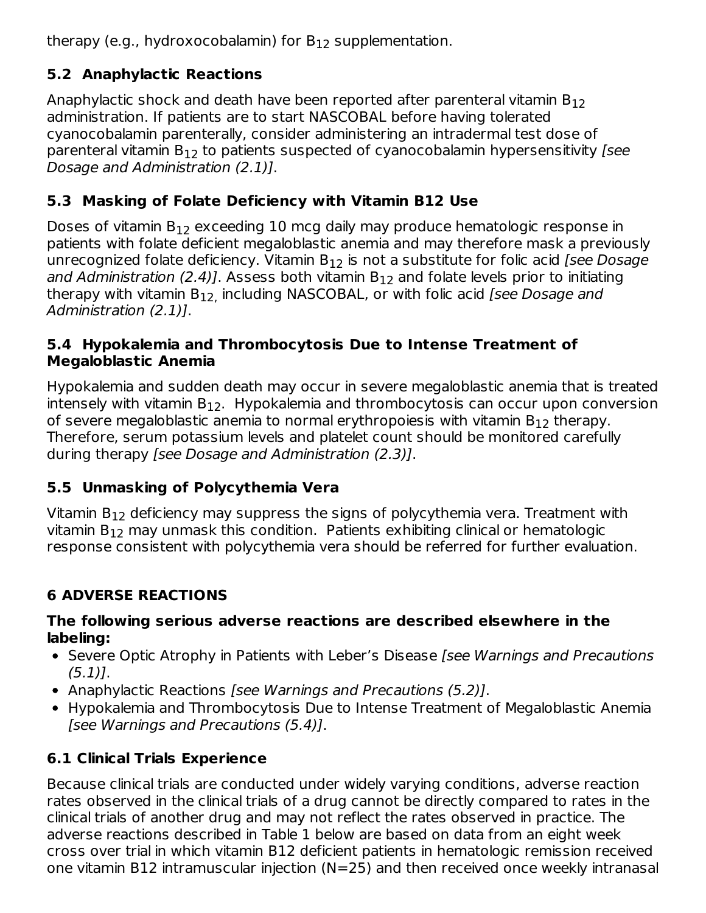therapy (e.g., hydroxocobalamin) for $B_{12}$ supplementation.

## 5.2 Anaphylactic Reactions

Anaphylactic shock and death have been reported after parenteral vitamin $B_{12}$ administration. If patients are to start NASCOBAL before having tolerated cyanocobalamin parenterally, consider administering an intradermal test dose of parenteral vitamin $B_{12}$ to patients suspected of cyanocobalamin hypersensitivity *[see Dosage and Administration (2.1)]*.

## 5.3 Masking of Folate Deficiency with Vitamin B12 Use

Doses of vitamin $B_{12}$ exceeding 10 mcg daily may produce hematologic response in patients with folate deficient megaloblastic anemia and may therefore mask a previously unrecognized folate deficiency. Vitamin $B_{12}$ is not a substitute for folic acid *[see Dosage and Administration (2.4)]*. Assess both vitamin $B_{12}$ and folate levels prior to initiating therapy with vitamin $B_{12,}$ including NASCOBAL, or with folic acid *[see Dosage and Administration (2.1)]*.

## 5.4 Hypokalemia and Thrombocytosis Due to Intense Treatment of Megaloblastic Anemia

Hypokalemia and sudden death may occur in severe megaloblastic anemia that is treated intensely with vitamin $B_{12}$. Hypokalemia and thrombocytosis can occur upon conversion of severe megaloblastic anemia to normal erythropoiesis with vitamin $B_{12}$ therapy. Therefore, serum potassium levels and platelet count should be monitored carefully during therapy *[see Dosage and Administration (2.3)]*.

## 5.5 Unmasking of Polycythemia Vera

Vitamin $B_{12}$ deficiency may suppress the signs of polycythemia vera. Treatment with vitamin $B_{12}$ may unmask this condition. Patients exhibiting clinical or hematologic response consistent with polycythemia vera should be referred for further evaluation.

# 6 ADVERSE REACTIONS

**The following serious adverse reactions are described elsewhere in the labeling:**

- Severe Optic Atrophy in Patients with Leber's Disease *[see Warnings and Precautions (5.1)]*.
- Anaphylactic Reactions *[see Warnings and Precautions (5.2)]*.
- Hypokalemia and Thrombocytosis Due to Intense Treatment of Megaloblastic Anemia *[see Warnings and Precautions (5.4)]*.

## 6.1 Clinical Trials Experience

Because clinical trials are conducted under widely varying conditions, adverse reaction rates observed in the clinical trials of a drug cannot be directly compared to rates in the clinical trials of another drug and may not reflect the rates observed in practice. The adverse reactions described in Table 1 below are based on data from an eight week cross over trial in which vitamin B12 deficient patients in hematologic remission received one vitamin B12 intramuscular injection (N=25) and then received once weekly intranasal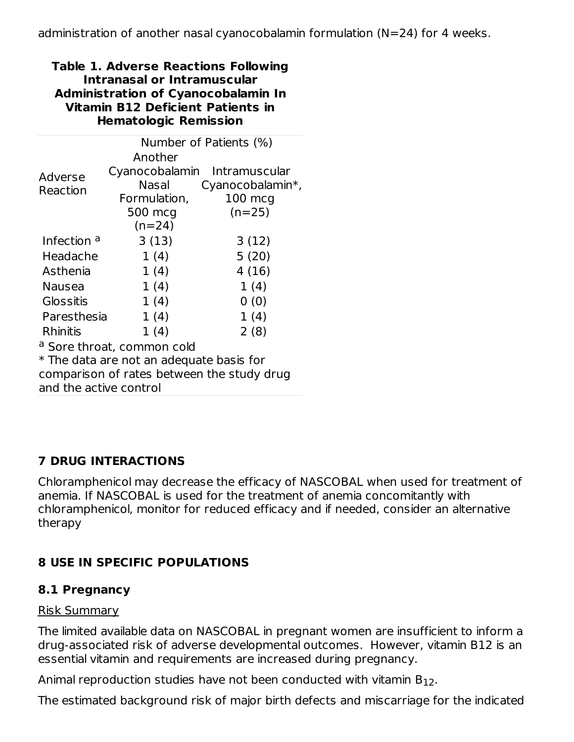administration of another nasal cyanocobalamin formulation (N=24) for 4 weeks.

**Table 1. Adverse Reactions Following Intranasal or Intramuscular Administration of Cyanocobalamin In Vitamin B12 Deficient Patients in Hematologic Remission**

| Adverse Reaction | Number of Patients (%) | |
|---|---|---|
| | Another Cyanocobalamin Nasal Formulation, 500 mcg (n=24) | Intramuscular Cyanocobalamin*, 100 mcg (n=25) |
| Infection [a] | 3 (13) | 3 (12) |
| Headache | 1 (4) | 5 (20) |
| Asthenia | 1 (4) | 4 (16) |
| Nausea | 1 (4) | 1 (4) |
| Glossitis | 1 (4) | 0 (0) |
| Paresthesia | 1 (4) | 1 (4) |
| Rhinitis | 1 (4) | 2 (8) |

[a] Sore throat, common cold

* The data are not an adequate basis for comparison of rates between the study drug and the active control

## 7 DRUG INTERACTIONS

Chloramphenicol may decrease the efficacy of NASCOBAL when used for treatment of anemia. If NASCOBAL is used for the treatment of anemia concomitantly with chloramphenicol, monitor for reduced efficacy and if needed, consider an alternative therapy

## 8 USE IN SPECIFIC POPULATIONS

### 8.1 Pregnancy

Risk Summary

The limited available data on NASCOBAL in pregnant women are insufficient to inform a drug-associated risk of adverse developmental outcomes. However, vitamin B12 is an essential vitamin and requirements are increased during pregnancy.

Animal reproduction studies have not been conducted with vitamin $B_{12}$.

The estimated background risk of major birth defects and miscarriage for the indicated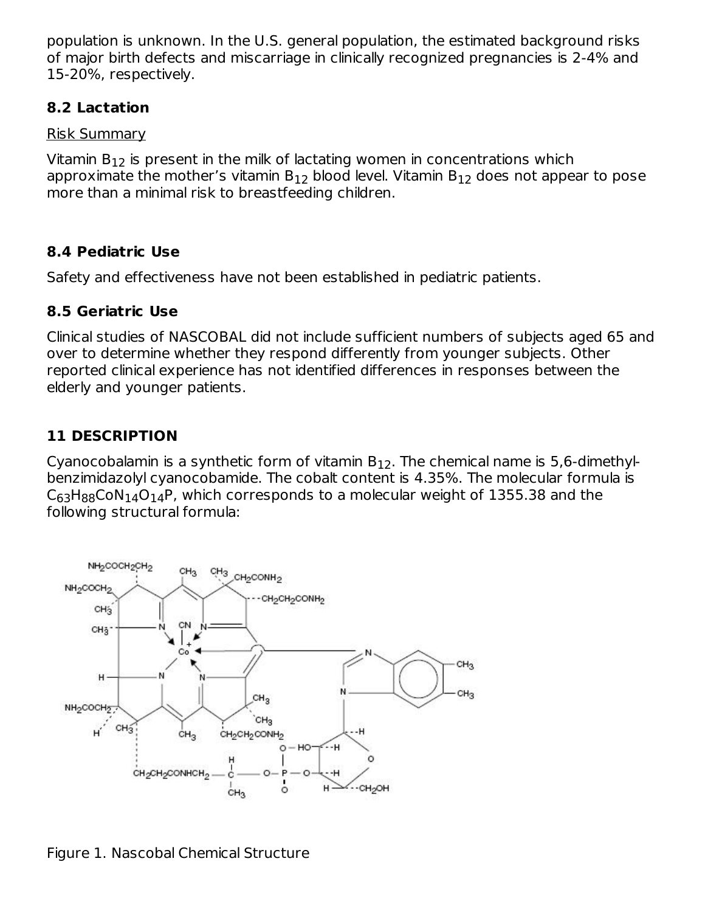population is unknown. In the U.S. general population, the estimated background risks of major birth defects and miscarriage in clinically recognized pregnancies is 2-4% and 15-20%, respectively.

### 8.2 Lactation

Risk Summary

Vitamin $B_{12}$ is present in the milk of lactating women in concentrations which approximate the mother's vitamin $B_{12}$ blood level. Vitamin $B_{12}$ does not appear to pose more than a minimal risk to breastfeeding children.

### 8.4 Pediatric Use

Safety and effectiveness have not been established in pediatric patients.

### 8.5 Geriatric Use

Clinical studies of NASCOBAL did not include sufficient numbers of subjects aged 65 and over to determine whether they respond differently from younger subjects. Other reported clinical experience has not identified differences in responses between the elderly and younger patients.

## 11 DESCRIPTION

Cyanocobalamin is a synthetic form of vitamin $B_{12}$. The chemical name is 5,6-dimethyl-benzimidazolyl cyanocobamide. The cobalt content is 4.35%. The molecular formula is $C_{63}H_{88}CoN_{14}O_{14}P$, which corresponds to a molecular weight of 1355.38 and the following structural formula:

Figure 1. Nascobal Chemical Structure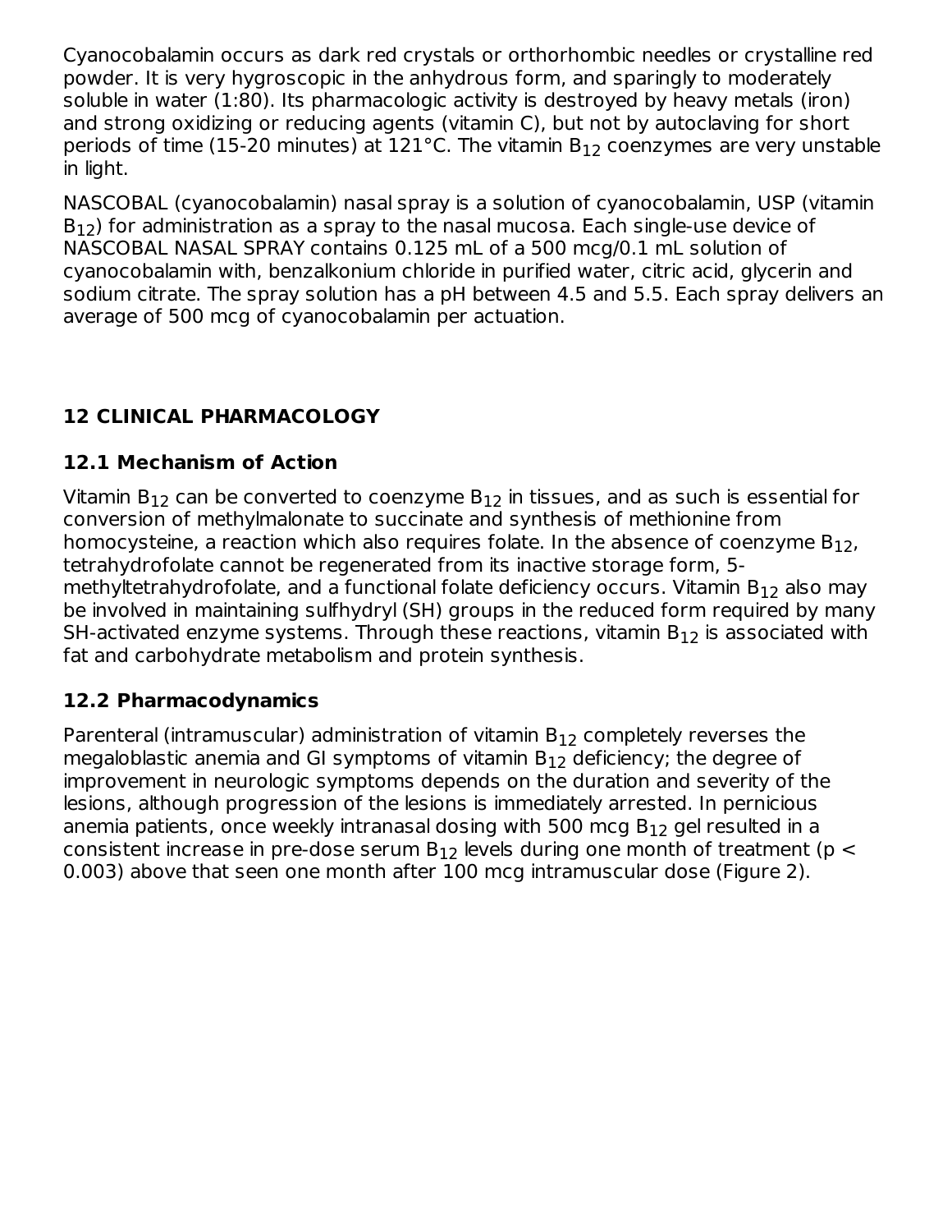Cyanocobalamin occurs as dark red crystals or orthorhombic needles or crystalline red powder. It is very hygroscopic in the anhydrous form, and sparingly to moderately soluble in water (1:80). Its pharmacologic activity is destroyed by heavy metals (iron) and strong oxidizing or reducing agents (vitamin C), but not by autoclaving for short periods of time (15-20 minutes) at 121°C. The vitamin $B_{12}$ coenzymes are very unstable in light.

NASCOBAL (cyanocobalamin) nasal spray is a solution of cyanocobalamin, USP (vitamin $B_{12}$) for administration as a spray to the nasal mucosa. Each single-use device of NASCOBAL NASAL SPRAY contains 0.125 mL of a 500 mcg/0.1 mL solution of cyanocobalamin with, benzalkonium chloride in purified water, citric acid, glycerin and sodium citrate. The spray solution has a pH between 4.5 and 5.5. Each spray delivers an average of 500 mcg of cyanocobalamin per actuation.

## 12 CLINICAL PHARMACOLOGY

### 12.1 Mechanism of Action

Vitamin $B_{12}$ can be converted to coenzyme $B_{12}$ in tissues, and as such is essential for conversion of methylmalonate to succinate and synthesis of methionine from homocysteine, a reaction which also requires folate. In the absence of coenzyme $B_{12}$, tetrahydrofolate cannot be regenerated from its inactive storage form, 5-methyltetrahydrofolate, and a functional folate deficiency occurs. Vitamin $B_{12}$ also may be involved in maintaining sulfhydryl (SH) groups in the reduced form required by many SH-activated enzyme systems. Through these reactions, vitamin $B_{12}$ is associated with fat and carbohydrate metabolism and protein synthesis.

### 12.2 Pharmacodynamics

Parenteral (intramuscular) administration of vitamin $B_{12}$ completely reverses the megaloblastic anemia and GI symptoms of vitamin $B_{12}$ deficiency; the degree of improvement in neurologic symptoms depends on the duration and severity of the lesions, although progression of the lesions is immediately arrested. In pernicious anemia patients, once weekly intranasal dosing with 500 mcg $B_{12}$ gel resulted in a consistent increase in pre-dose serum $B_{12}$ levels during one month of treatment ($p < 0.003$) above that seen one month after 100 mcg intramuscular dose (Figure 2).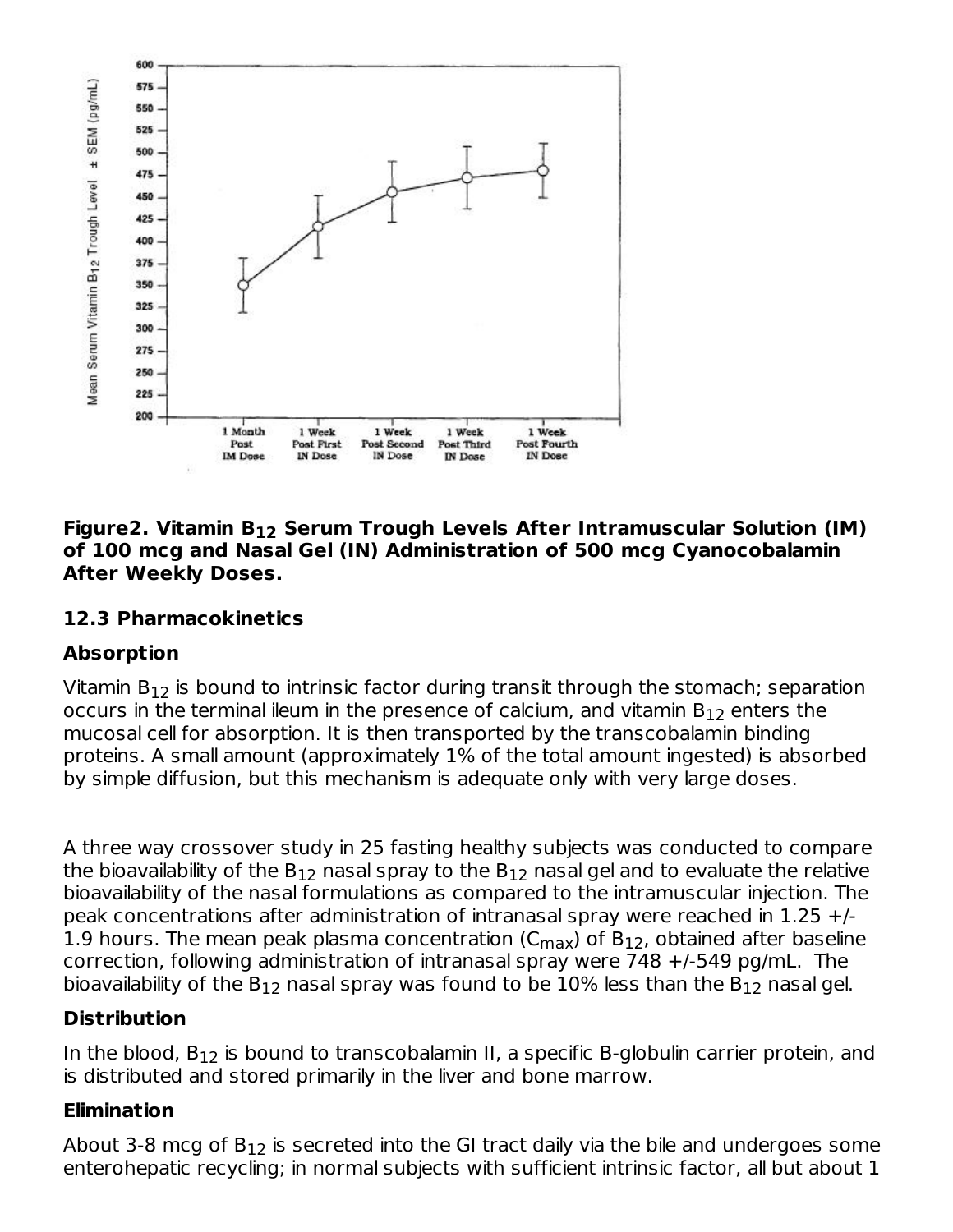**Figure2. Vitamin $B_{12}$ Serum Trough Levels After Intramuscular Solution (IM) of 100 mcg and Nasal Gel (IN) Administration of 500 mcg Cyanocobalamin After Weekly Doses.**

### 12.3 Pharmacokinetics

#### Absorption

Vitamin $B_{12}$ is bound to intrinsic factor during transit through the stomach; separation occurs in the terminal ileum in the presence of calcium, and vitamin $B_{12}$ enters the mucosal cell for absorption. It is then transported by the transcobalamin binding proteins. A small amount (approximately 1% of the total amount ingested) is absorbed by simple diffusion, but this mechanism is adequate only with very large doses.

A three way crossover study in 25 fasting healthy subjects was conducted to compare the bioavailability of the $B_{12}$ nasal spray to the $B_{12}$ nasal gel and to evaluate the relative bioavailability of the nasal formulations as compared to the intramuscular injection. The peak concentrations after administration of intranasal spray were reached in 1.25 +/- 1.9 hours. The mean peak plasma concentration ($C_{max}$) of $B_{12}$, obtained after baseline correction, following administration of intranasal spray were 748 +/-549 pg/mL. The bioavailability of the $B_{12}$ nasal spray was found to be 10% less than the $B_{12}$ nasal gel.

#### Distribution

In the blood, $B_{12}$ is bound to transcobalamin II, a specific B-globulin carrier protein, and is distributed and stored primarily in the liver and bone marrow.

#### Elimination

About 3-8 mcg of $B_{12}$ is secreted into the GI tract daily via the bile and undergoes some enterohepatic recycling; in normal subjects with sufficient intrinsic factor, all but about 1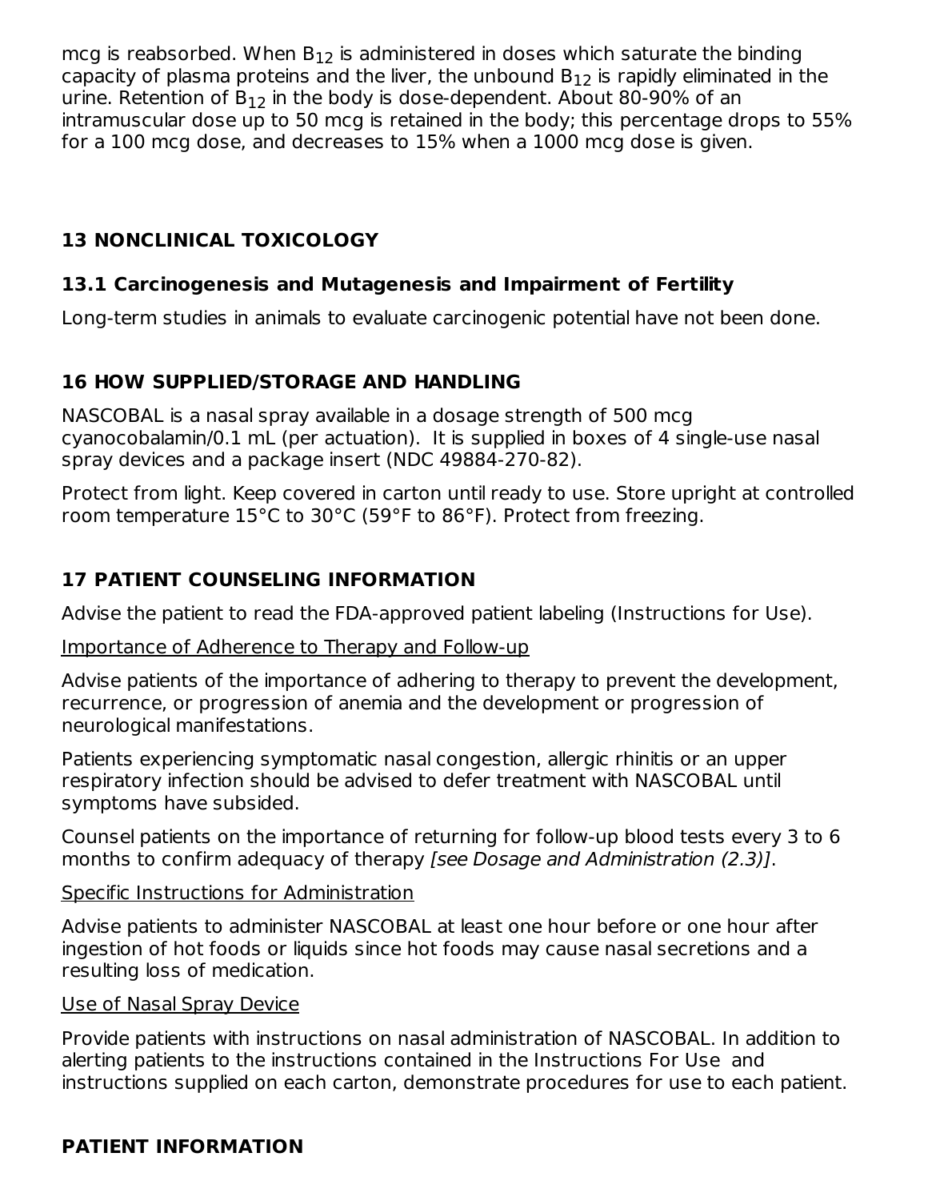mcg is reabsorbed. When $B_{12}$ is administered in doses which saturate the binding capacity of plasma proteins and the liver, the unbound $B_{12}$ is rapidly eliminated in the urine. Retention of $B_{12}$ in the body is dose-dependent. About 80-90% of an intramuscular dose up to 50 mcg is retained in the body; this percentage drops to 55% for a 100 mcg dose, and decreases to 15% when a 1000 mcg dose is given.

## 13 NONCLINICAL TOXICOLOGY

### 13.1 Carcinogenesis and Mutagenesis and Impairment of Fertility

Long-term studies in animals to evaluate carcinogenic potential have not been done.

## 16 HOW SUPPLIED/STORAGE AND HANDLING

NASCOBAL is a nasal spray available in a dosage strength of 500 mcg cyanocobalamin/0.1 mL (per actuation). It is supplied in boxes of 4 single-use nasal spray devices and a package insert (NDC 49884-270-82).

Protect from light. Keep covered in carton until ready to use. Store upright at controlled room temperature 15°C to 30°C (59°F to 86°F). Protect from freezing.

## 17 PATIENT COUNSELING INFORMATION

Advise the patient to read the FDA-approved patient labeling (Instructions for Use).

Importance of Adherence to Therapy and Follow-up

Advise patients of the importance of adhering to therapy to prevent the development, recurrence, or progression of anemia and the development or progression of neurological manifestations.

Patients experiencing symptomatic nasal congestion, allergic rhinitis or an upper respiratory infection should be advised to defer treatment with NASCOBAL until symptoms have subsided.

Counsel patients on the importance of returning for follow-up blood tests every 3 to 6 months to confirm adequacy of therapy *[see Dosage and Administration (2.3)]*.

Specific Instructions for Administration

Advise patients to administer NASCOBAL at least one hour before or one hour after ingestion of hot foods or liquids since hot foods may cause nasal secretions and a resulting loss of medication.

Use of Nasal Spray Device

Provide patients with instructions on nasal administration of NASCOBAL. In addition to alerting patients to the instructions contained in the Instructions For Use and instructions supplied on each carton, demonstrate procedures for use to each patient.

## PATIENT INFORMATION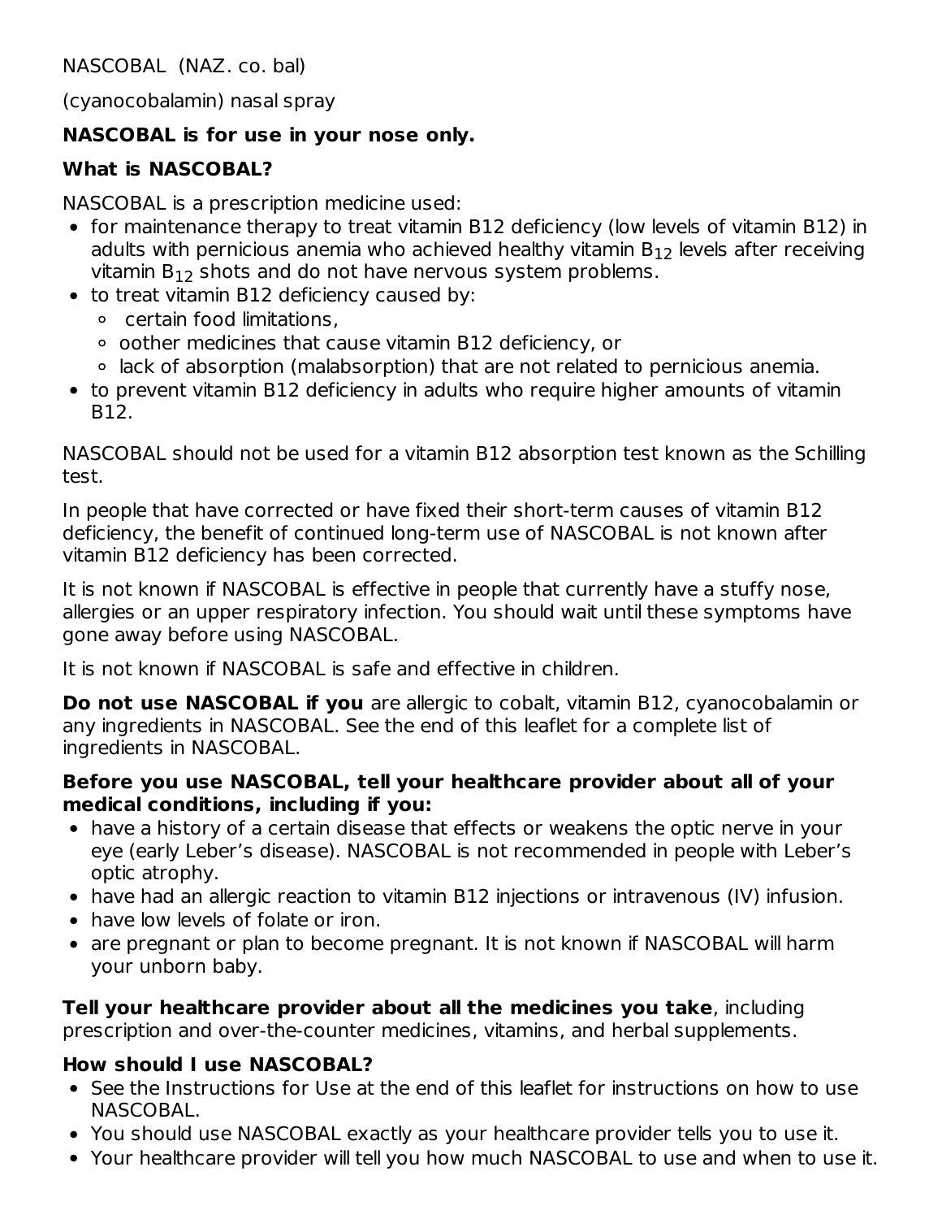NASCOBAL (NAZ. co. bal)

(cyanocobalamin) nasal spray

**NASCOBAL is for use in your nose only.**

## What is NASCOBAL?

NASCOBAL is a prescription medicine used:

- for maintenance therapy to treat vitamin B12 deficiency (low levels of vitamin B12) in adults with pernicious anemia who achieved healthy vitamin $B_{12}$ levels after receiving vitamin $B_{12}$ shots and do not have nervous system problems.
- to treat vitamin B12 deficiency caused by:
  - certain food limitations,
  - oother medicines that cause vitamin B12 deficiency, or
  - lack of absorption (malabsorption) that are not related to pernicious anemia.
- to prevent vitamin B12 deficiency in adults who require higher amounts of vitamin B12.

NASCOBAL should not be used for a vitamin B12 absorption test known as the Schilling test.

In people that have corrected or have fixed their short-term causes of vitamin B12 deficiency, the benefit of continued long-term use of NASCOBAL is not known after vitamin B12 deficiency has been corrected.

It is not known if NASCOBAL is effective in people that currently have a stuffy nose, allergies or an upper respiratory infection. You should wait until these symptoms have gone away before using NASCOBAL.

It is not known if NASCOBAL is safe and effective in children.

**Do not use NASCOBAL if you** are allergic to cobalt, vitamin B12, cyanocobalamin or any ingredients in NASCOBAL. See the end of this leaflet for a complete list of ingredients in NASCOBAL.

**Before you use NASCOBAL, tell your healthcare provider about all of your medical conditions, including if you:**

- have a history of a certain disease that effects or weakens the optic nerve in your eye (early Leber's disease). NASCOBAL is not recommended in people with Leber's optic atrophy.
- have had an allergic reaction to vitamin B12 injections or intravenous (IV) infusion.
- have low levels of folate or iron.
- are pregnant or plan to become pregnant. It is not known if NASCOBAL will harm your unborn baby.

**Tell your healthcare provider about all the medicines you take**, including prescription and over-the-counter medicines, vitamins, and herbal supplements.

## How should I use NASCOBAL?

- See the Instructions for Use at the end of this leaflet for instructions on how to use NASCOBAL.
- You should use NASCOBAL exactly as your healthcare provider tells you to use it.
- Your healthcare provider will tell you how much NASCOBAL to use and when to use it.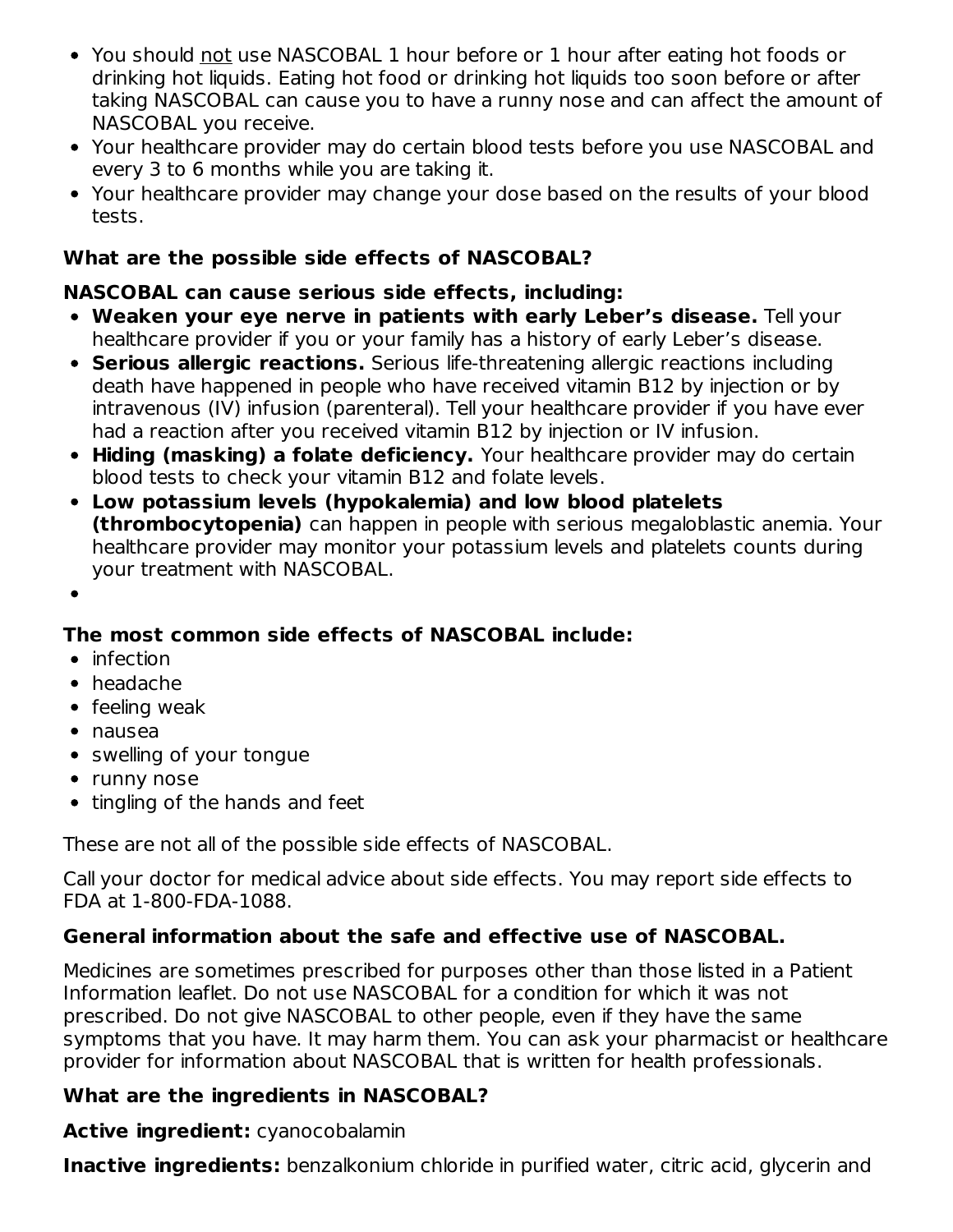- You should <u>not</u> use NASCOBAL 1 hour before or 1 hour after eating hot foods or drinking hot liquids. Eating hot food or drinking hot liquids too soon before or after taking NASCOBAL can cause you to have a runny nose and can affect the amount of NASCOBAL you receive.
- Your healthcare provider may do certain blood tests before you use NASCOBAL and every 3 to 6 months while you are taking it.
- Your healthcare provider may change your dose based on the results of your blood tests.

**What are the possible side effects of NASCOBAL?**

**NASCOBAL can cause serious side effects, including:**

- **Weaken your eye nerve in patients with early Leber's disease.** Tell your healthcare provider if you or your family has a history of early Leber's disease.
- **Serious allergic reactions.** Serious life-threatening allergic reactions including death have happened in people who have received vitamin B12 by injection or by intravenous (IV) infusion (parenteral). Tell your healthcare provider if you have ever had a reaction after you received vitamin B12 by injection or IV infusion.
- **Hiding (masking) a folate deficiency.** Your healthcare provider may do certain blood tests to check your vitamin B12 and folate levels.
- **Low potassium levels (hypokalemia) and low blood platelets (thrombocytopenia)** can happen in people with serious megaloblastic anemia. Your healthcare provider may monitor your potassium levels and platelets counts during your treatment with NASCOBAL.
- 

**The most common side effects of NASCOBAL include:**

- infection
- headache
- feeling weak
- nausea
- swelling of your tongue
- runny nose
- tingling of the hands and feet

These are not all of the possible side effects of NASCOBAL.

Call your doctor for medical advice about side effects. You may report side effects to FDA at 1-800-FDA-1088.

**General information about the safe and effective use of NASCOBAL.**

Medicines are sometimes prescribed for purposes other than those listed in a Patient Information leaflet. Do not use NASCOBAL for a condition for which it was not prescribed. Do not give NASCOBAL to other people, even if they have the same symptoms that you have. It may harm them. You can ask your pharmacist or healthcare provider for information about NASCOBAL that is written for health professionals.

**What are the ingredients in NASCOBAL?**

**Active ingredient:** cyanocobalamin

**Inactive ingredients:** benzalkonium chloride in purified water, citric acid, glycerin and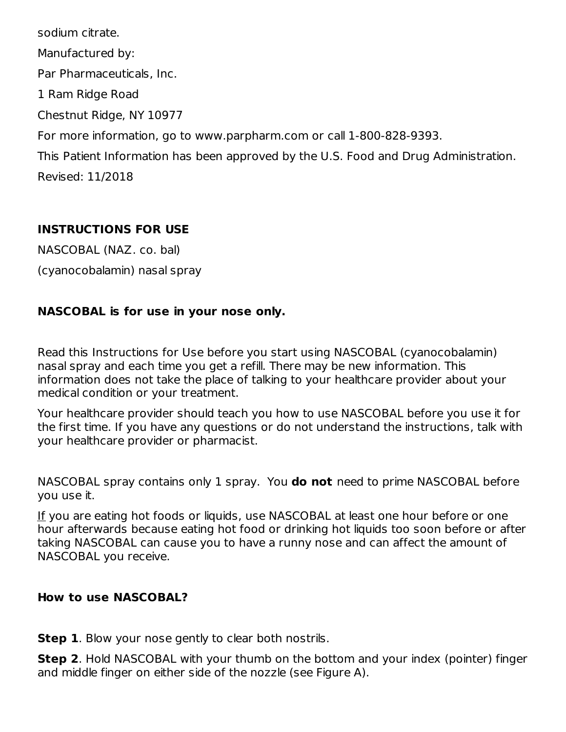sodium citrate.

Manufactured by:

Par Pharmaceuticals, Inc.

1 Ram Ridge Road

Chestnut Ridge, NY 10977

For more information, go to www.parpharm.com or call 1-800-828-9393.

This Patient Information has been approved by the U.S. Food and Drug Administration.

Revised: 11/2018

## INSTRUCTIONS FOR USE

NASCOBAL (NAZ. co. bal)

(cyanocobalamin) nasal spray

**NASCOBAL is for use in your nose only.**

Read this Instructions for Use before you start using NASCOBAL (cyanocobalamin) nasal spray and each time you get a refill. There may be new information. This information does not take the place of talking to your healthcare provider about your medical condition or your treatment.

Your healthcare provider should teach you how to use NASCOBAL before you use it for the first time. If you have any questions or do not understand the instructions, talk with your healthcare provider or pharmacist.

NASCOBAL spray contains only 1 spray. You **do not** need to prime NASCOBAL before you use it.

If you are eating hot foods or liquids, use NASCOBAL at least one hour before or one hour afterwards because eating hot food or drinking hot liquids too soon before or after taking NASCOBAL can cause you to have a runny nose and can affect the amount of NASCOBAL you receive.

### How to use NASCOBAL?

**Step 1**. Blow your nose gently to clear both nostrils.

**Step 2**. Hold NASCOBAL with your thumb on the bottom and your index (pointer) finger and middle finger on either side of the nozzle (see Figure A).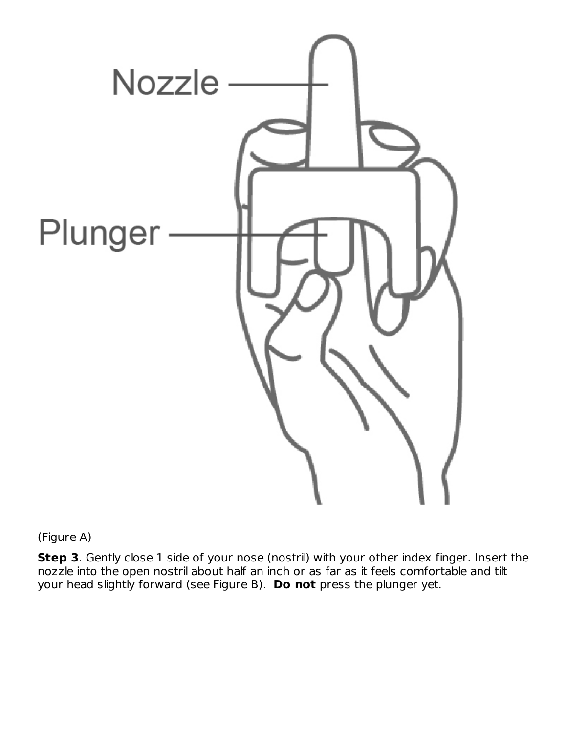Nozzle

Plunger

(Figure A)

**Step 3**. Gently close 1 side of your nose (nostril) with your other index finger. Insert the nozzle into the open nostril about half an inch or as far as it feels comfortable and tilt your head slightly forward (see Figure B). **Do not** press the plunger yet.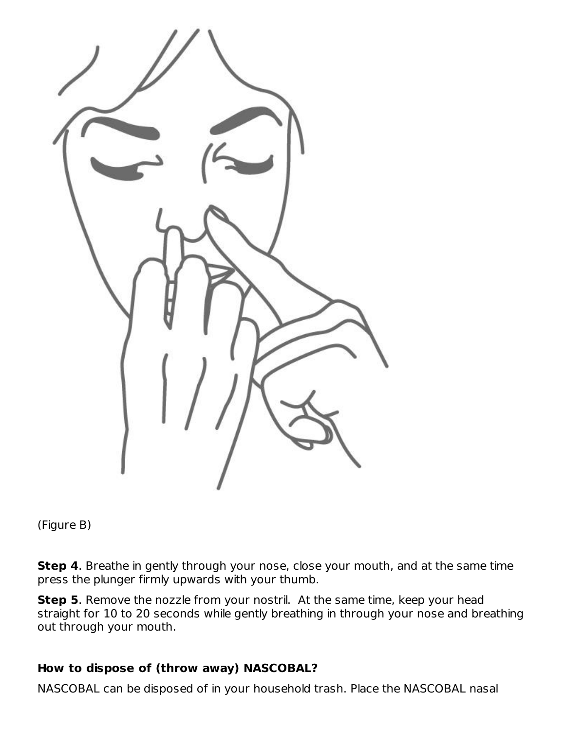(Figure B)

**Step 4**. Breathe in gently through your nose, close your mouth, and at the same time press the plunger firmly upwards with your thumb.

**Step 5**. Remove the nozzle from your nostril. At the same time, keep your head straight for 10 to 20 seconds while gently breathing in through your nose and breathing out through your mouth.

**How to dispose of (throw away) NASCOBAL?**

NASCOBAL can be disposed of in your household trash. Place the NASCOBAL nasal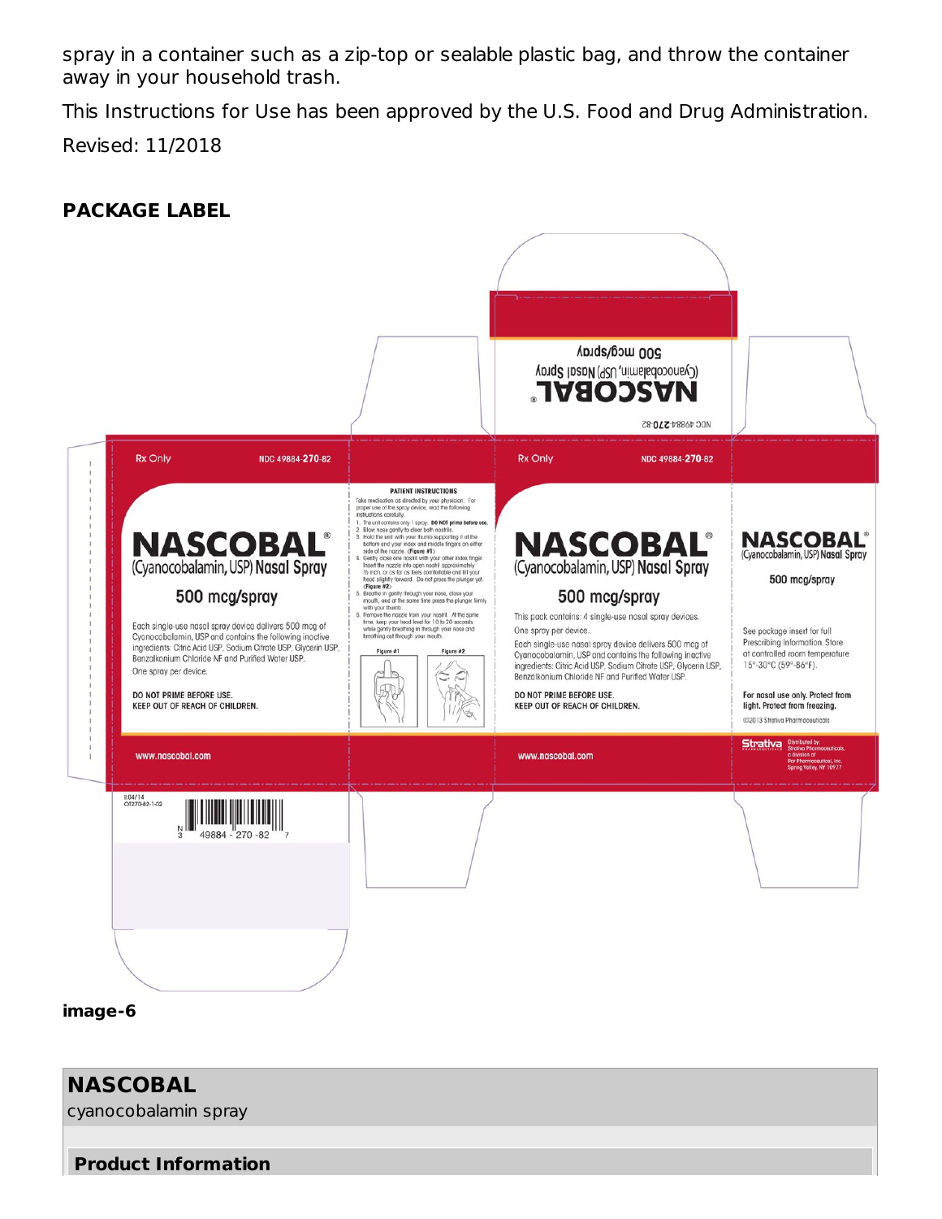spray in a container such as a zip-top or sealable plastic bag, and throw the container away in your household trash.

This Instructions for Use has been approved by the U.S. Food and Drug Administration.

Revised: 11/2018

**PACKAGE LABEL**

500 mcg/spray

(Cyanocobalamin, USP) Nasal Spray

NASCOBAL®

NDC 49884-270-82

Rx Only

NDC 49884-270-82

NASCOBAL®

(Cyanocobalamin, USP) Nasal Spray

500 mcg/spray

Each single-use nasal spray device delivers 500 mcg of Cyanocobalamin, USP and contains the following inactive ingredients: Citric Acid USP, Sodium Citrate USP, Glycerin USP, Benzalkonium Chloride NF and Purified Water USP.

One spray per device.

DO NOT PRIME BEFORE USE.

KEEP OUT OF REACH OF CHILDREN.

www.nascobal.com

PATIENT INSTRUCTIONS

Take medication as directed by your physician. For proper use of the spray device, read the following instructions carefully.

1. The unit contains only 1 spray. **DO NOT prime before use.**
2. Blow nose gently to clear both nostrils.
3. Hold the unit with your thumb supporting it at the bottom and your index and middle fingers on either side of the nozzle. **(Figure #1)**
4. Gently close one nostril with your other index finger. Insert the nozzle into open nostril approximately ½ inch, or as far as feels comfortable and tilt your head slightly forward. Do not press the plunger yet. **(Figure #2)**
5. Breathe in gently through your nose, close your mouth, and at the same time press the plunger firmly with your thumb.
6. Remove the nozzle from your nostril. At the same time, keep your head level for 10 to 20 seconds while gently breathing in through your nose and breathing out through your mouth.

Figure #1

Figure #2

Rx Only

NDC 49884-270-82

NASCOBAL®

(Cyanocobalamin, USP) Nasal Spray

500 mcg/spray

This pack contains: 4 single-use nasal spray devices.

One spray per device.

Each single-use nasal spray device delivers 500 mcg of Cyanocobalamin, USP and contains the following inactive ingredients: Citric Acid USP, Sodium Citrate USP, Glycerin USP, Benzalkonium Chloride NF and Purified Water USP.

DO NOT PRIME BEFORE USE.

KEEP OUT OF REACH OF CHILDREN.

www.nascobal.com

NASCOBAL®

(Cyanocobalamin, USP) Nasal Spray

500 mcg/spray

See package insert for full Prescribing Information. Store at controlled room temperature 15°-30°C (59°-86°F).

For nasal use only. Protect from light. Protect from freezing.

©2013 Strativa Pharmaceuticals

Strativa

Distributed by: Strativa Pharmaceuticals, a division of Par Pharmaceutical, Inc. Spring Valley, NY 10977

R04/14
OT270-82-1-02

N 3 49884 - 270 -82 7

image-6

## NASCOBAL

cyanocobalamin spray

### Product Information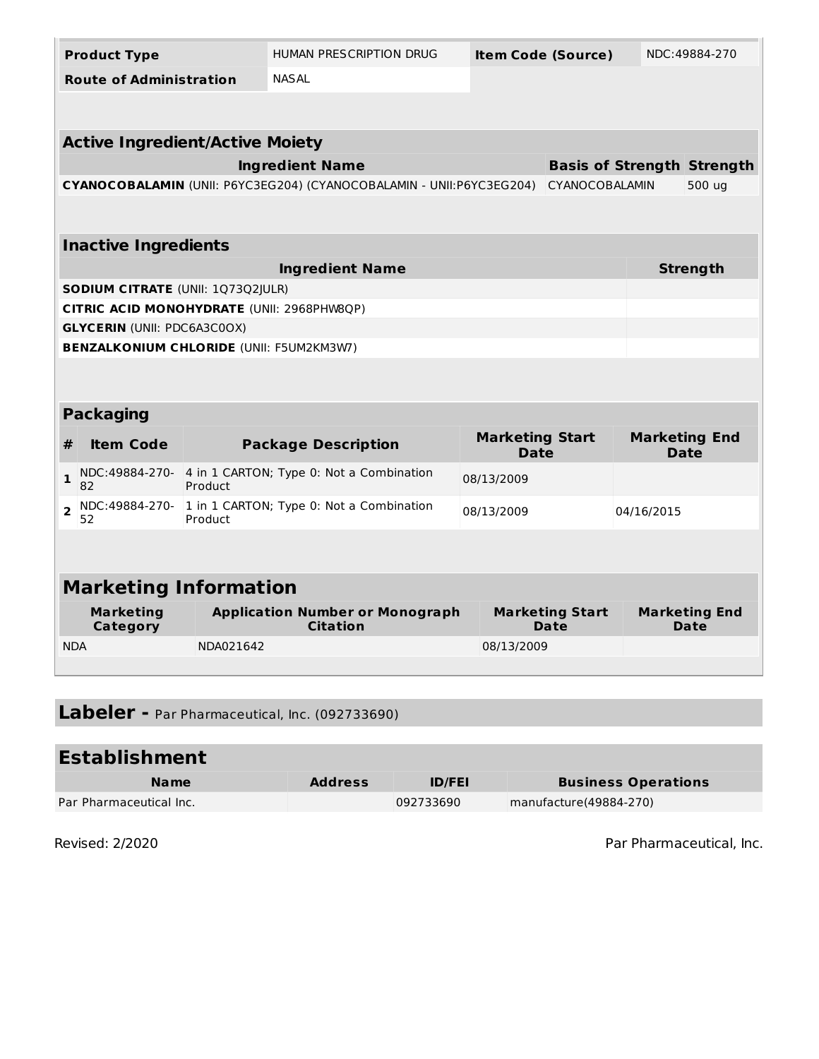| | | | |
|---|---|---|---|
| **Product Type** | HUMAN PRESCRIPTION DRUG | **Item Code (Source)** | NDC:49884-270 |
| **Route of Administration** | NASAL | | |

| Active Ingredient/Active Moiety | | |
|---|---|---|
| **Ingredient Name** | **Basis of Strength** | **Strength** |
| **CYANOCOBALAMIN** (UNII: P6YC3EG204) (CYANOCOBALAMIN - UNII:P6YC3EG204) | CYANOCOBALAMIN | 500 ug |

| Inactive Ingredients | |
|---|---|
| **Ingredient Name** | **Strength** |
| **SODIUM CITRATE** (UNII: 1Q73Q2JULR) | |
| **CITRIC ACID MONOHYDRATE** (UNII: 2968PHW8QP) | |
| **GLYCERIN** (UNII: PDC6A3C0OX) | |
| **BENZALKONIUM CHLORIDE** (UNII: F5UM2KM3W7) | |

**Packaging**

| # | Item Code | Package Description | Marketing Start Date | Marketing End Date |
|---|---|---|---|---|
| 1 | NDC:49884-270-82 | 4 in 1 CARTON; Type 0: Not a Combination Product | 08/13/2009 | |
| 2 | NDC:49884-270-52 | 1 in 1 CARTON; Type 0: Not a Combination Product | 08/13/2009 | 04/16/2015 |

**Marketing Information**

| Marketing Category | Application Number or Monograph Citation | Marketing Start Date | Marketing End Date |
|---|---|---|---|
| NDA | NDA021642 | 08/13/2009 | |

**Labeler -** Par Pharmaceutical, Inc. (092733690)

**Establishment**

| Name | Address | ID/FEI | Business Operations |
|---|---|---|---|
| Par Pharmaceutical Inc. | | 092733690 | manufacture(49884-270) |

Revised: 2/2020

Par Pharmaceutical, Inc.